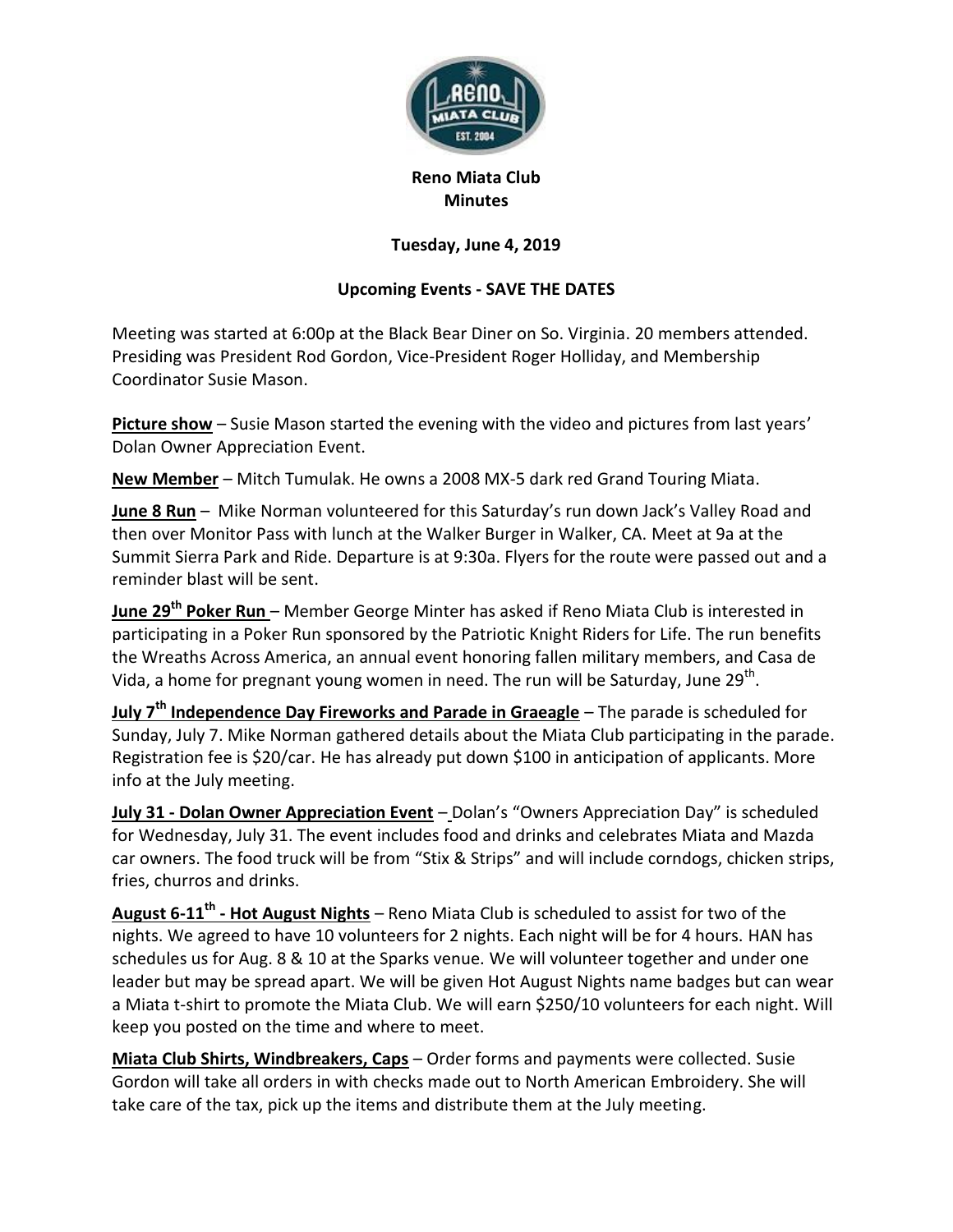**Reno Miata Club**
**Minutes**

**Tuesday, June 4, 2019**

**Upcoming Events - SAVE THE DATES**

Meeting was started at 6:00p at the Black Bear Diner on So. Virginia. 20 members attended. Presiding was President Rod Gordon, Vice-President Roger Holliday, and Membership Coordinator Susie Mason.

**Picture show** – Susie Mason started the evening with the video and pictures from last years' Dolan Owner Appreciation Event.

**New Member** – Mitch Tumulak. He owns a 2008 MX-5 dark red Grand Touring Miata.

**June 8 Run** – Mike Norman volunteered for this Saturday's run down Jack's Valley Road and then over Monitor Pass with lunch at the Walker Burger in Walker, CA. Meet at 9a at the Summit Sierra Park and Ride. Departure is at 9:30a. Flyers for the route were passed out and a reminder blast will be sent.

**June 29th Poker Run** – Member George Minter has asked if Reno Miata Club is interested in participating in a Poker Run sponsored by the Patriotic Knight Riders for Life. The run benefits the Wreaths Across America, an annual event honoring fallen military members, and Casa de Vida, a home for pregnant young women in need. The run will be Saturday, June 29th.

**July 7th Independence Day Fireworks and Parade in Graeagle** – The parade is scheduled for Sunday, July 7. Mike Norman gathered details about the Miata Club participating in the parade. Registration fee is $20/car. He has already put down $100 in anticipation of applicants. More info at the July meeting.

**July 31 - Dolan Owner Appreciation Event** – Dolan's "Owners Appreciation Day" is scheduled for Wednesday, July 31. The event includes food and drinks and celebrates Miata and Mazda car owners. The food truck will be from "Stix & Strips" and will include corndogs, chicken strips, fries, churros and drinks.

**August 6-11th - Hot August Nights** – Reno Miata Club is scheduled to assist for two of the nights. We agreed to have 10 volunteers for 2 nights. Each night will be for 4 hours. HAN has schedules us for Aug. 8 & 10 at the Sparks venue. We will volunteer together and under one leader but may be spread apart. We will be given Hot August Nights name badges but can wear a Miata t-shirt to promote the Miata Club. We will earn $250/10 volunteers for each night. Will keep you posted on the time and where to meet.

**Miata Club Shirts, Windbreakers, Caps** – Order forms and payments were collected. Susie Gordon will take all orders in with checks made out to North American Embroidery. She will take care of the tax, pick up the items and distribute them at the July meeting.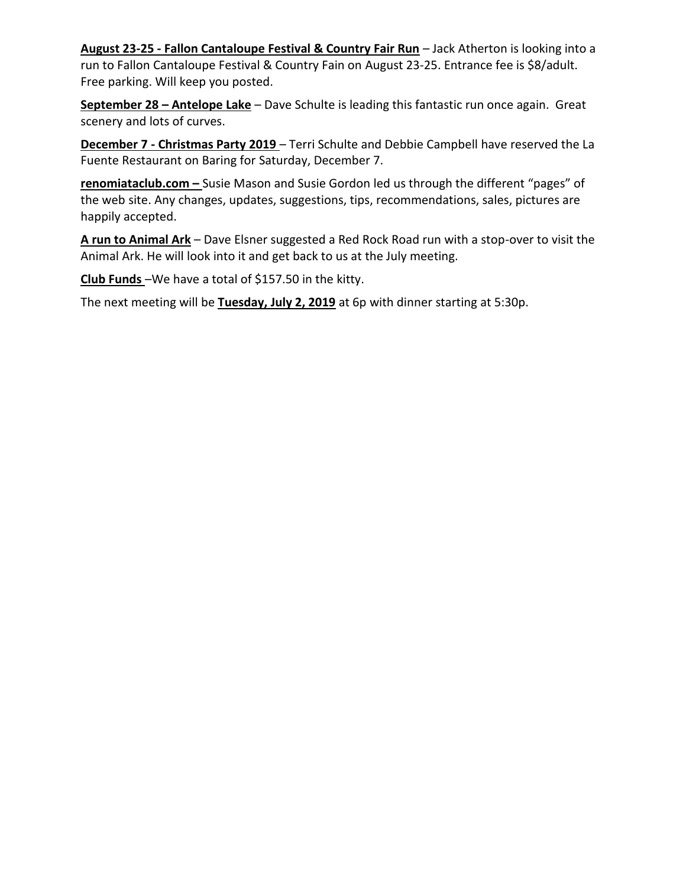**August 23-25 - Fallon Cantaloupe Festival & Country Fair Run** – Jack Atherton is looking into a run to Fallon Cantaloupe Festival & Country Fain on August 23-25. Entrance fee is $8/adult. Free parking. Will keep you posted.

**September 28 – Antelope Lake** – Dave Schulte is leading this fantastic run once again. Great scenery and lots of curves.

**December 7 - Christmas Party 2019** – Terri Schulte and Debbie Campbell have reserved the La Fuente Restaurant on Baring for Saturday, December 7.

**renomiataclub.com –** Susie Mason and Susie Gordon led us through the different "pages" of the web site. Any changes, updates, suggestions, tips, recommendations, sales, pictures are happily accepted.

**A run to Animal Ark** – Dave Elsner suggested a Red Rock Road run with a stop-over to visit the Animal Ark. He will look into it and get back to us at the July meeting.

**Club Funds** –We have a total of $157.50 in the kitty.

The next meeting will be **Tuesday, July 2, 2019** at 6p with dinner starting at 5:30p.